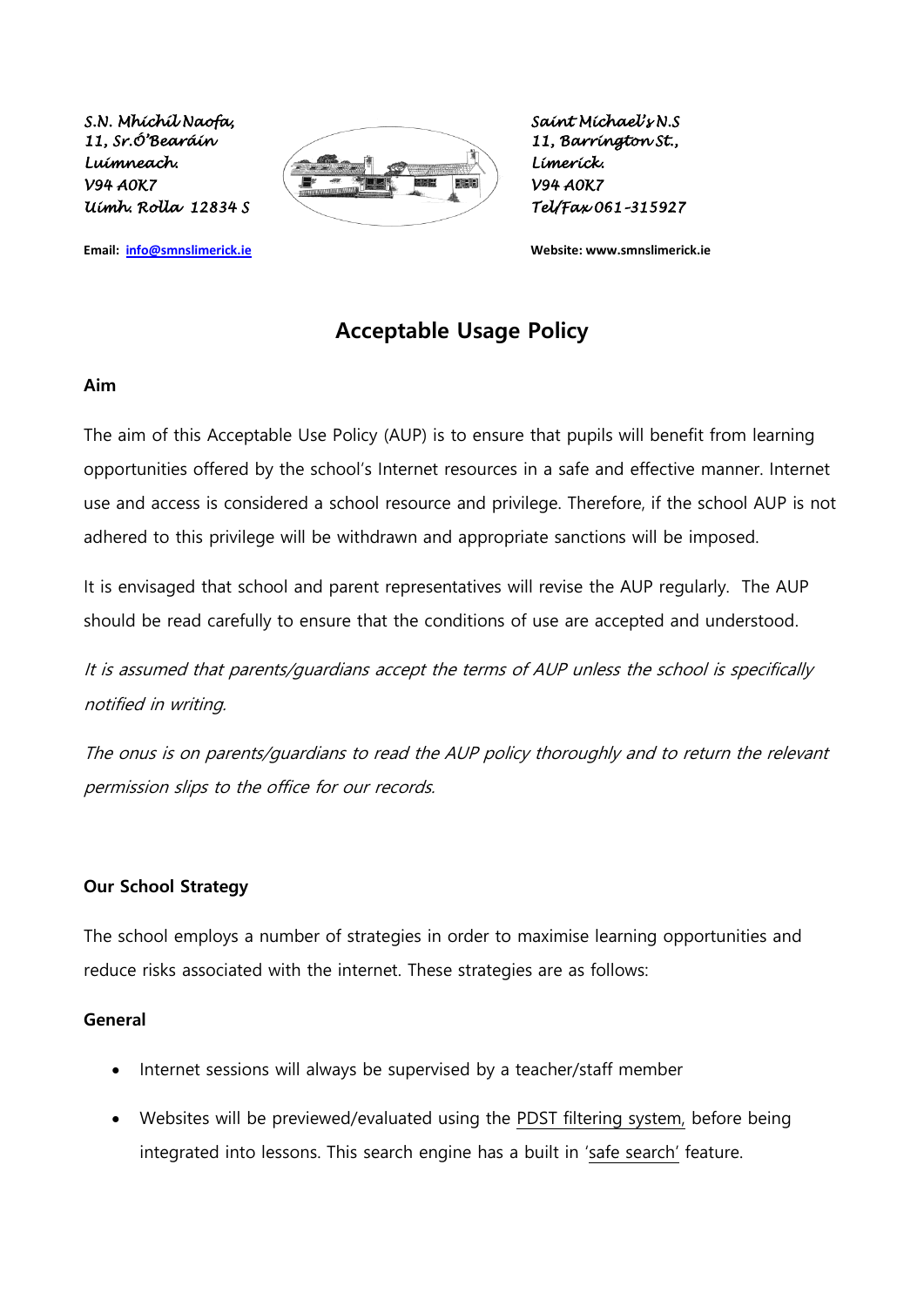*S.N. Mhíchíl Naofa,*
*11, Sr.Ó'Bearáin*
*Luímneach.*
*V94 A0K7*
*Uímh. Rolla 12834 S*

*Saint Michael's N.S*
*11, Barrington St.,*
*Limerick.*
*V94 A0K7*
*Tel/Fax 061-315927*

**Email: info@smnslimerick.ie**

**Website: www.smnslimerick.ie**

# Acceptable Usage Policy

**Aim**

The aim of this Acceptable Use Policy (AUP) is to ensure that pupils will benefit from learning opportunities offered by the school's Internet resources in a safe and effective manner. Internet use and access is considered a school resource and privilege. Therefore, if the school AUP is not adhered to this privilege will be withdrawn and appropriate sanctions will be imposed.

It is envisaged that school and parent representatives will revise the AUP regularly. The AUP should be read carefully to ensure that the conditions of use are accepted and understood.

*It is assumed that parents/guardians accept the terms of AUP unless the school is specifically notified in writing.*

*The onus is on parents/guardians to read the AUP policy thoroughly and to return the relevant permission slips to the office for our records.*

**Our School Strategy**

The school employs a number of strategies in order to maximise learning opportunities and reduce risks associated with the internet. These strategies are as follows:

**General**

- Internet sessions will always be supervised by a teacher/staff member
- Websites will be previewed/evaluated using the PDST filtering system, before being integrated into lessons. This search engine has a built in 'safe search' feature.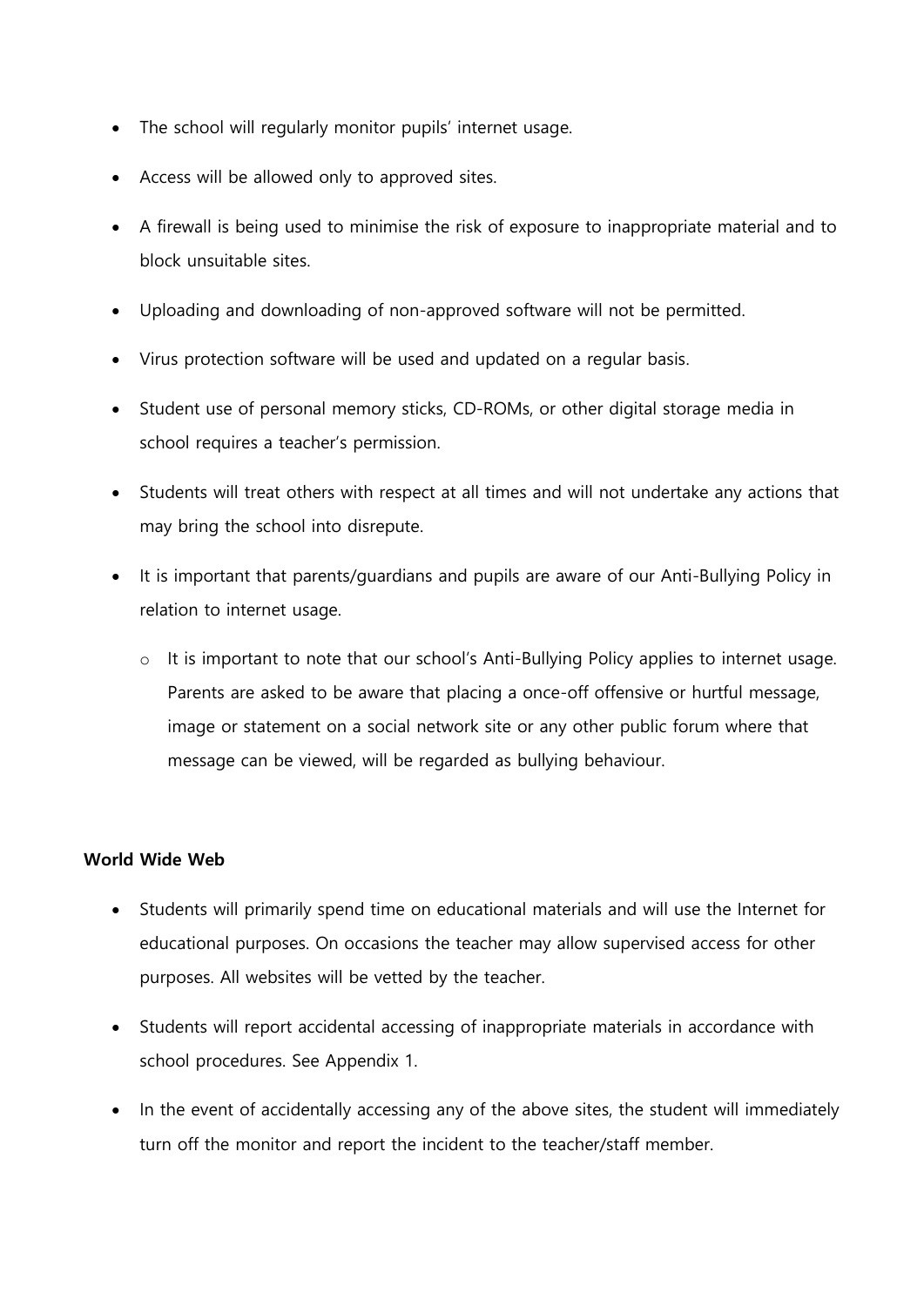- The school will regularly monitor pupils' internet usage.
- Access will be allowed only to approved sites.
- A firewall is being used to minimise the risk of exposure to inappropriate material and to block unsuitable sites.
- Uploading and downloading of non-approved software will not be permitted.
- Virus protection software will be used and updated on a regular basis.
- Student use of personal memory sticks, CD-ROMs, or other digital storage media in school requires a teacher's permission.
- Students will treat others with respect at all times and will not undertake any actions that may bring the school into disrepute.
- It is important that parents/guardians and pupils are aware of our Anti-Bullying Policy in relation to internet usage.
  - It is important to note that our school's Anti-Bullying Policy applies to internet usage. Parents are asked to be aware that placing a once-off offensive or hurtful message, image or statement on a social network site or any other public forum where that message can be viewed, will be regarded as bullying behaviour.

**World Wide Web**

- Students will primarily spend time on educational materials and will use the Internet for educational purposes. On occasions the teacher may allow supervised access for other purposes. All websites will be vetted by the teacher.
- Students will report accidental accessing of inappropriate materials in accordance with school procedures. See Appendix 1.
- In the event of accidentally accessing any of the above sites, the student will immediately turn off the monitor and report the incident to the teacher/staff member.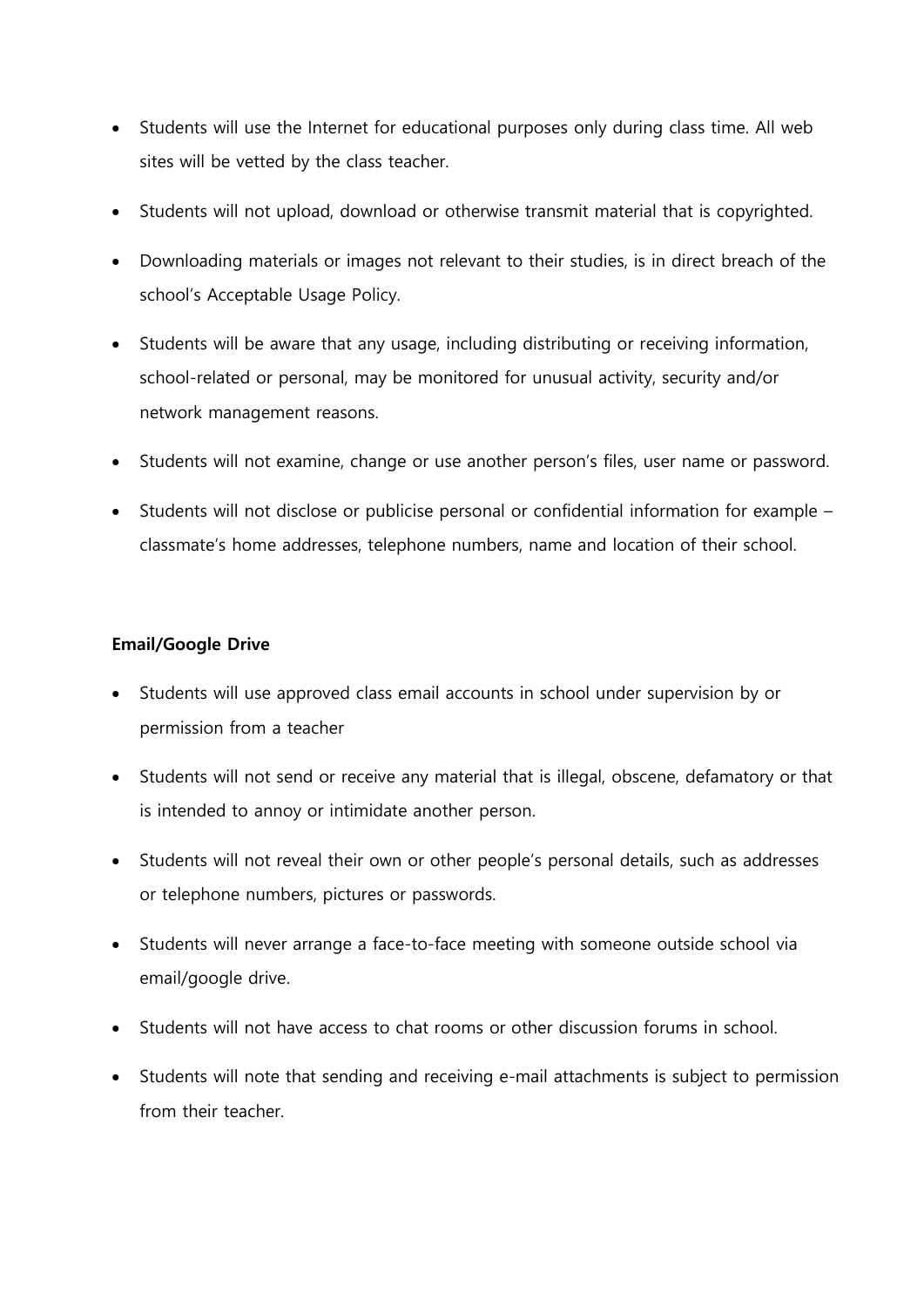- Students will use the Internet for educational purposes only during class time. All web sites will be vetted by the class teacher.
- Students will not upload, download or otherwise transmit material that is copyrighted.
- Downloading materials or images not relevant to their studies, is in direct breach of the school's Acceptable Usage Policy.
- Students will be aware that any usage, including distributing or receiving information, school-related or personal, may be monitored for unusual activity, security and/or network management reasons.
- Students will not examine, change or use another person's files, user name or password.
- Students will not disclose or publicise personal or confidential information for example – classmate's home addresses, telephone numbers, name and location of their school.

**Email/Google Drive**

- Students will use approved class email accounts in school under supervision by or permission from a teacher
- Students will not send or receive any material that is illegal, obscene, defamatory or that is intended to annoy or intimidate another person.
- Students will not reveal their own or other people's personal details, such as addresses or telephone numbers, pictures or passwords.
- Students will never arrange a face-to-face meeting with someone outside school via email/google drive.
- Students will not have access to chat rooms or other discussion forums in school.
- Students will note that sending and receiving e-mail attachments is subject to permission from their teacher.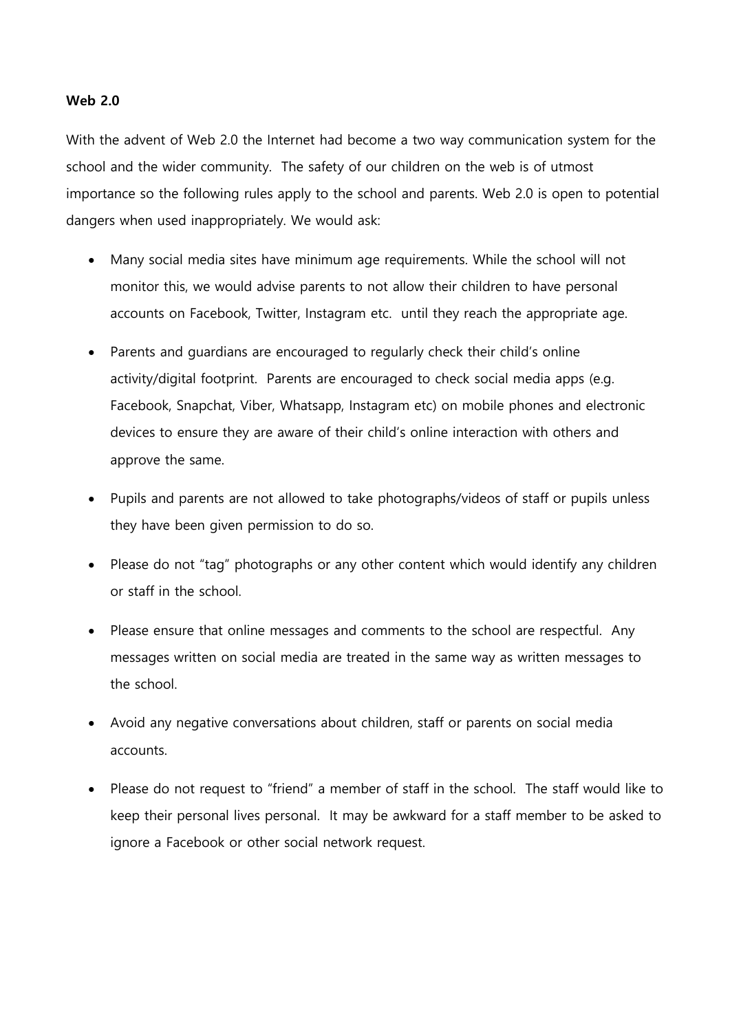**Web 2.0**

With the advent of Web 2.0 the Internet had become a two way communication system for the school and the wider community. The safety of our children on the web is of utmost importance so the following rules apply to the school and parents. Web 2.0 is open to potential dangers when used inappropriately. We would ask:

- Many social media sites have minimum age requirements. While the school will not monitor this, we would advise parents to not allow their children to have personal accounts on Facebook, Twitter, Instagram etc. until they reach the appropriate age.
- Parents and guardians are encouraged to regularly check their child's online activity/digital footprint. Parents are encouraged to check social media apps (e.g. Facebook, Snapchat, Viber, Whatsapp, Instagram etc) on mobile phones and electronic devices to ensure they are aware of their child's online interaction with others and approve the same.
- Pupils and parents are not allowed to take photographs/videos of staff or pupils unless they have been given permission to do so.
- Please do not "tag" photographs or any other content which would identify any children or staff in the school.
- Please ensure that online messages and comments to the school are respectful. Any messages written on social media are treated in the same way as written messages to the school.
- Avoid any negative conversations about children, staff or parents on social media accounts.
- Please do not request to "friend" a member of staff in the school. The staff would like to keep their personal lives personal. It may be awkward for a staff member to be asked to ignore a Facebook or other social network request.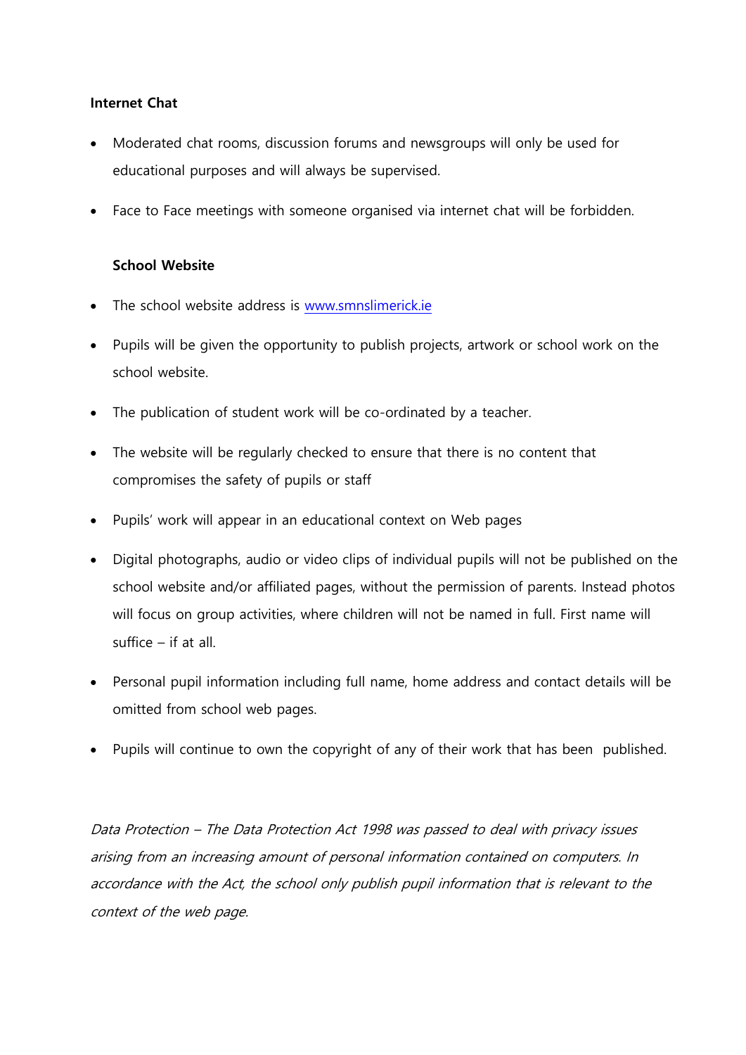**Internet Chat**

- Moderated chat rooms, discussion forums and newsgroups will only be used for educational purposes and will always be supervised.
- Face to Face meetings with someone organised via internet chat will be forbidden.

**School Website**

- The school website address is www.smnslimerick.ie
- Pupils will be given the opportunity to publish projects, artwork or school work on the school website.
- The publication of student work will be co-ordinated by a teacher.
- The website will be regularly checked to ensure that there is no content that compromises the safety of pupils or staff
- Pupils' work will appear in an educational context on Web pages
- Digital photographs, audio or video clips of individual pupils will not be published on the school website and/or affiliated pages, without the permission of parents. Instead photos will focus on group activities, where children will not be named in full. First name will suffice – if at all.
- Personal pupil information including full name, home address and contact details will be omitted from school web pages.
- Pupils will continue to own the copyright of any of their work that has been published.

*Data Protection – The Data Protection Act 1998 was passed to deal with privacy issues arising from an increasing amount of personal information contained on computers. In accordance with the Act, the school only publish pupil information that is relevant to the context of the web page.*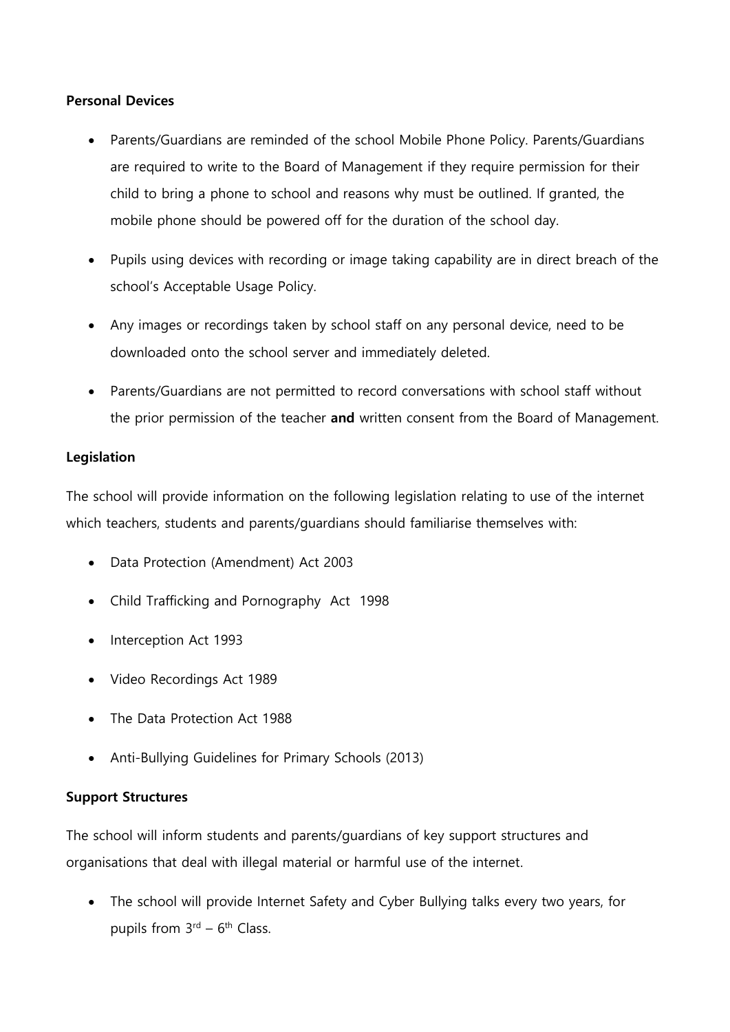**Personal Devices**

- Parents/Guardians are reminded of the school Mobile Phone Policy. Parents/Guardians are required to write to the Board of Management if they require permission for their child to bring a phone to school and reasons why must be outlined. If granted, the mobile phone should be powered off for the duration of the school day.
- Pupils using devices with recording or image taking capability are in direct breach of the school's Acceptable Usage Policy.
- Any images or recordings taken by school staff on any personal device, need to be downloaded onto the school server and immediately deleted.
- Parents/Guardians are not permitted to record conversations with school staff without the prior permission of the teacher **and** written consent from the Board of Management.

**Legislation**

The school will provide information on the following legislation relating to use of the internet which teachers, students and parents/guardians should familiarise themselves with:

- Data Protection (Amendment) Act 2003
- Child Trafficking and Pornography Act 1998
- Interception Act 1993
- Video Recordings Act 1989
- The Data Protection Act 1988
- Anti-Bullying Guidelines for Primary Schools (2013)

**Support Structures**

The school will inform students and parents/guardians of key support structures and organisations that deal with illegal material or harmful use of the internet.

- The school will provide Internet Safety and Cyber Bullying talks every two years, for pupils from 3rd – 6th Class.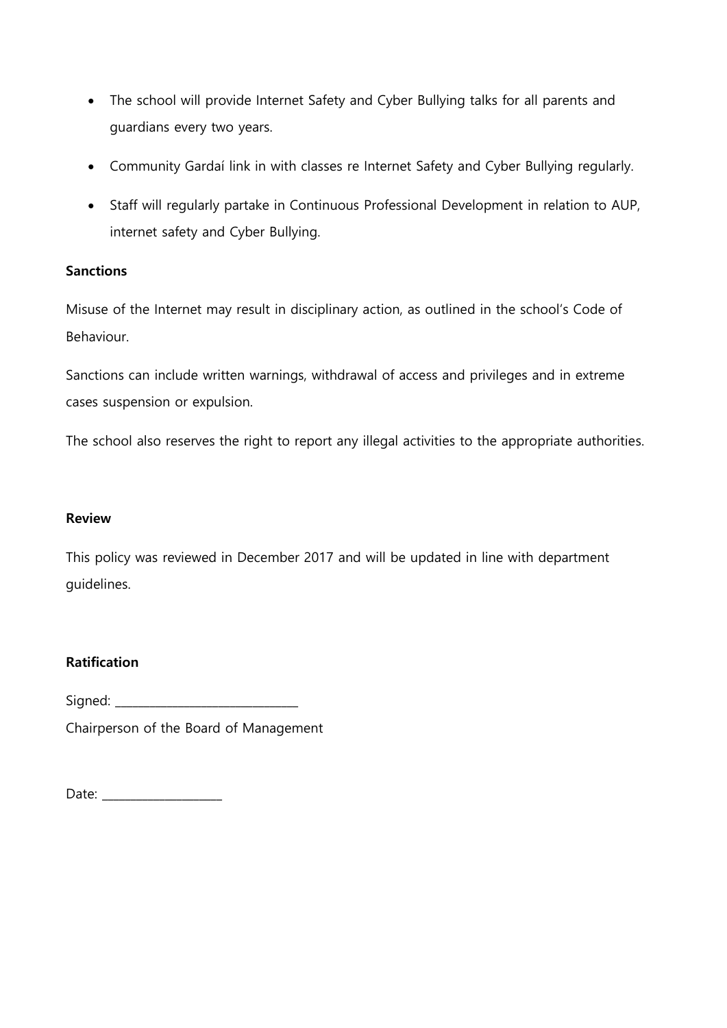- The school will provide Internet Safety and Cyber Bullying talks for all parents and guardians every two years.
- Community Gardaí link in with classes re Internet Safety and Cyber Bullying regularly.
- Staff will regularly partake in Continuous Professional Development in relation to AUP, internet safety and Cyber Bullying.

**Sanctions**

Misuse of the Internet may result in disciplinary action, as outlined in the school's Code of Behaviour.

Sanctions can include written warnings, withdrawal of access and privileges and in extreme cases suspension or expulsion.

The school also reserves the right to report any illegal activities to the appropriate authorities.

**Review**

This policy was reviewed in December 2017 and will be updated in line with department guidelines.

**Ratification**

Signed: ___________________________

Chairperson of the Board of Management

Date: __________________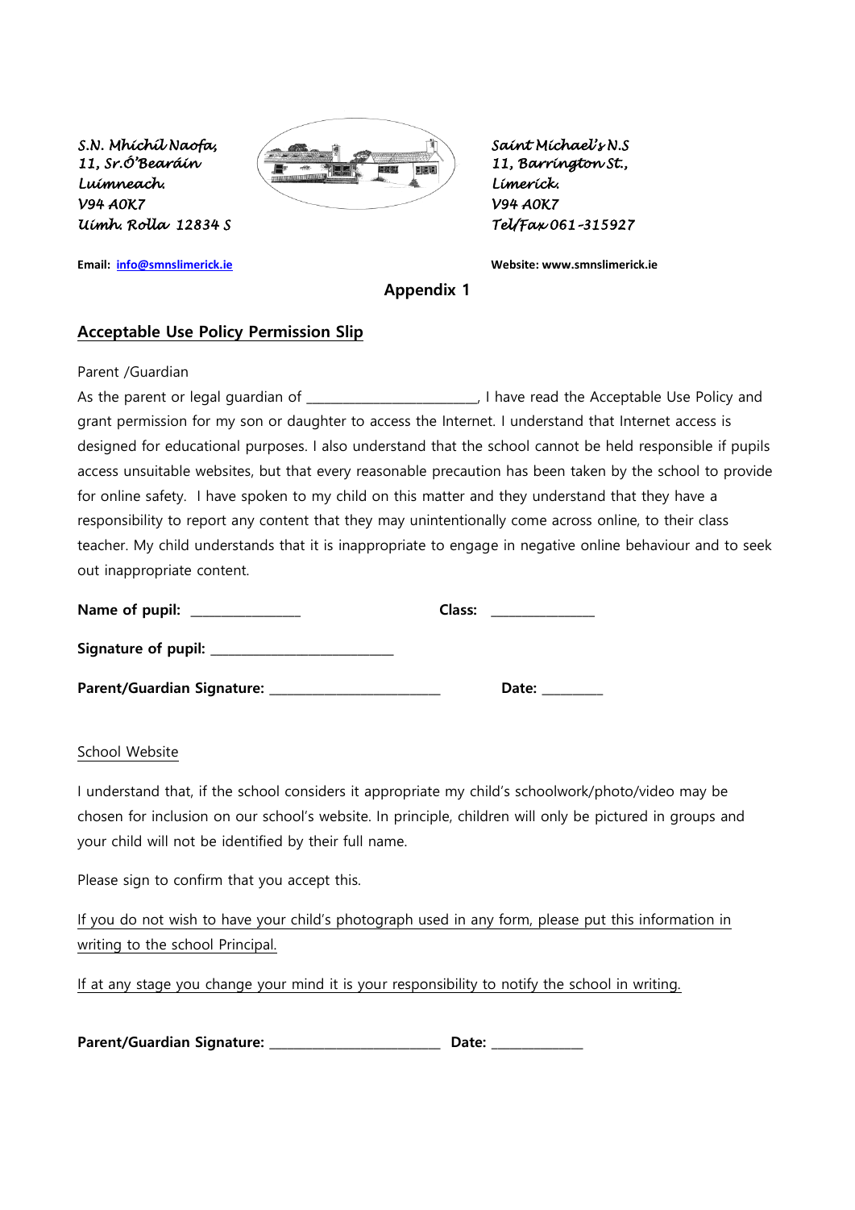S.N. Mhíchíl Naofa,
11, Sr.Ó'Bearáin
Luimneach.
V94 A0K7
Uimh. Rolla 12834 S

Saint Michael's N.S
11, Barrington St.,
Limerick.
V94 A0K7
Tel/Fax 061-315927

**Email:** info@smnslimerick.ie

**Website: www.smnslimerick.ie**

**Appendix 1**

## Acceptable Use Policy Permission Slip

Parent /Guardian

As the parent or legal guardian of ________________________, I have read the Acceptable Use Policy and grant permission for my son or daughter to access the Internet. I understand that Internet access is designed for educational purposes. I also understand that the school cannot be held responsible if pupils access unsuitable websites, but that every reasonable precaution has been taken by the school to provide for online safety. I have spoken to my child on this matter and they understand that they have a responsibility to report any content that they may unintentionally come across online, to their class teacher. My child understands that it is inappropriate to engage in negative online behaviour and to seek out inappropriate content.

**Name of pupil:** ________________ **Class:** ______________

**Signature of pupil:** __________________________

**Parent/Guardian Signature:** ________________________ **Date:** ________

School Website

I understand that, if the school considers it appropriate my child's schoolwork/photo/video may be chosen for inclusion on our school's website. In principle, children will only be pictured in groups and your child will not be identified by their full name.

Please sign to confirm that you accept this.

If you do not wish to have your child's photograph used in any form, please put this information in writing to the school Principal.

If at any stage you change your mind it is your responsibility to notify the school in writing.

**Parent/Guardian Signature:** ________________________ **Date:** _____________